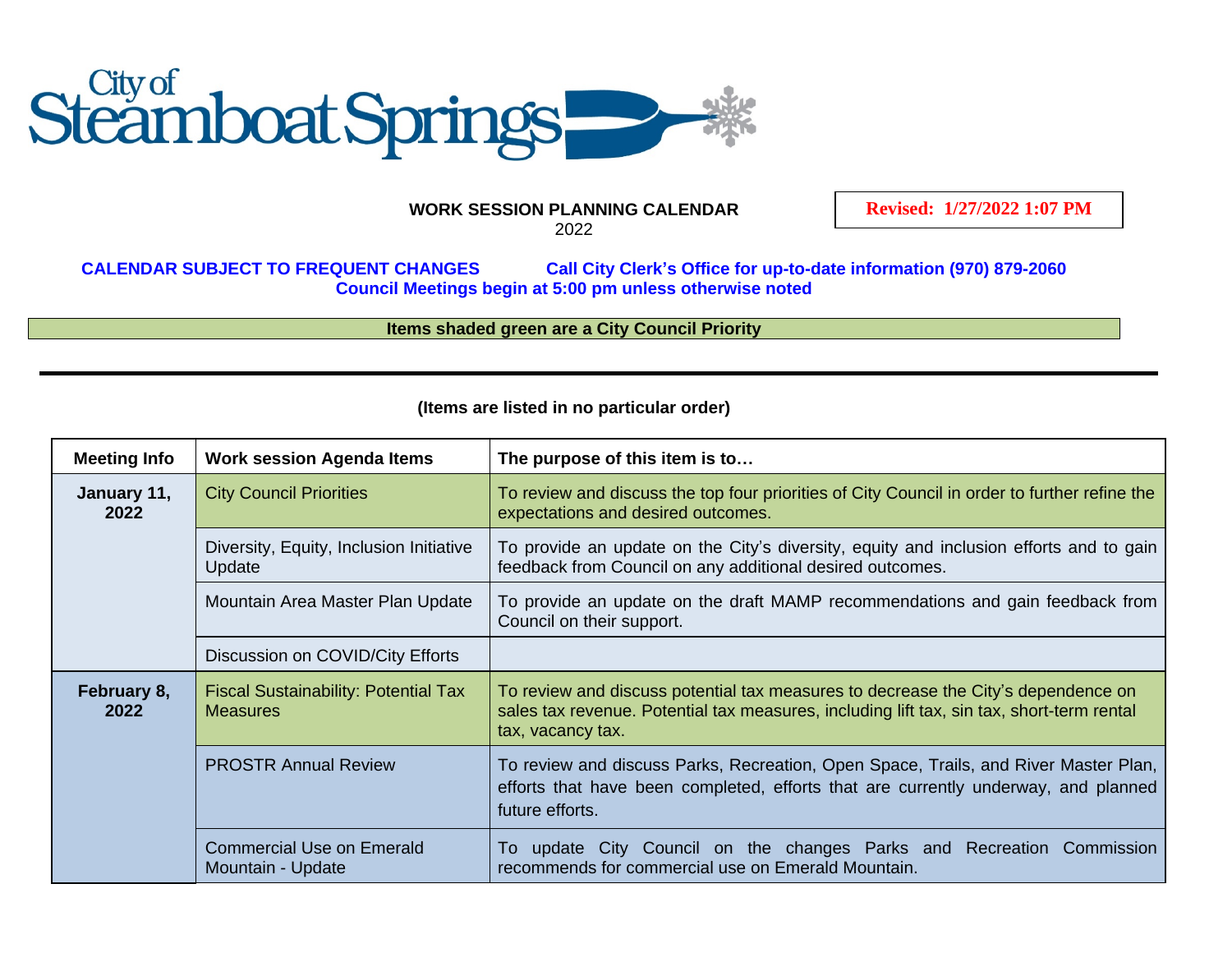City of Steamboat Springs

**WORK SESSION PLANNING CALENDAR**
2022

**Revised: 1/27/2022 1:07 PM**

**CALENDAR SUBJECT TO FREQUENT CHANGES** **Call City Clerk's Office for up-to-date information (970) 879-2060**
**Council Meetings begin at 5:00 pm unless otherwise noted**

**Items shaded green are a City Council Priority**

**(Items are listed in no particular order)**

| Meeting Info | Work session Agenda Items | The purpose of this item is to… |
|---|---|---|
| **January 11, 2022** | City Council Priorities | To review and discuss the top four priorities of City Council in order to further refine the expectations and desired outcomes. |
| | Diversity, Equity, Inclusion Initiative Update | To provide an update on the City's diversity, equity and inclusion efforts and to gain feedback from Council on any additional desired outcomes. |
| | Mountain Area Master Plan Update | To provide an update on the draft MAMP recommendations and gain feedback from Council on their support. |
| | Discussion on COVID/City Efforts | |
| **February 8, 2022** | Fiscal Sustainability: Potential Tax Measures | To review and discuss potential tax measures to decrease the City's dependence on sales tax revenue. Potential tax measures, including lift tax, sin tax, short-term rental tax, vacancy tax. |
| | PROSTR Annual Review | To review and discuss Parks, Recreation, Open Space, Trails, and River Master Plan, efforts that have been completed, efforts that are currently underway, and planned future efforts. |
| | Commercial Use on Emerald Mountain - Update | To update City Council on the changes Parks and Recreation Commission recommends for commercial use on Emerald Mountain. |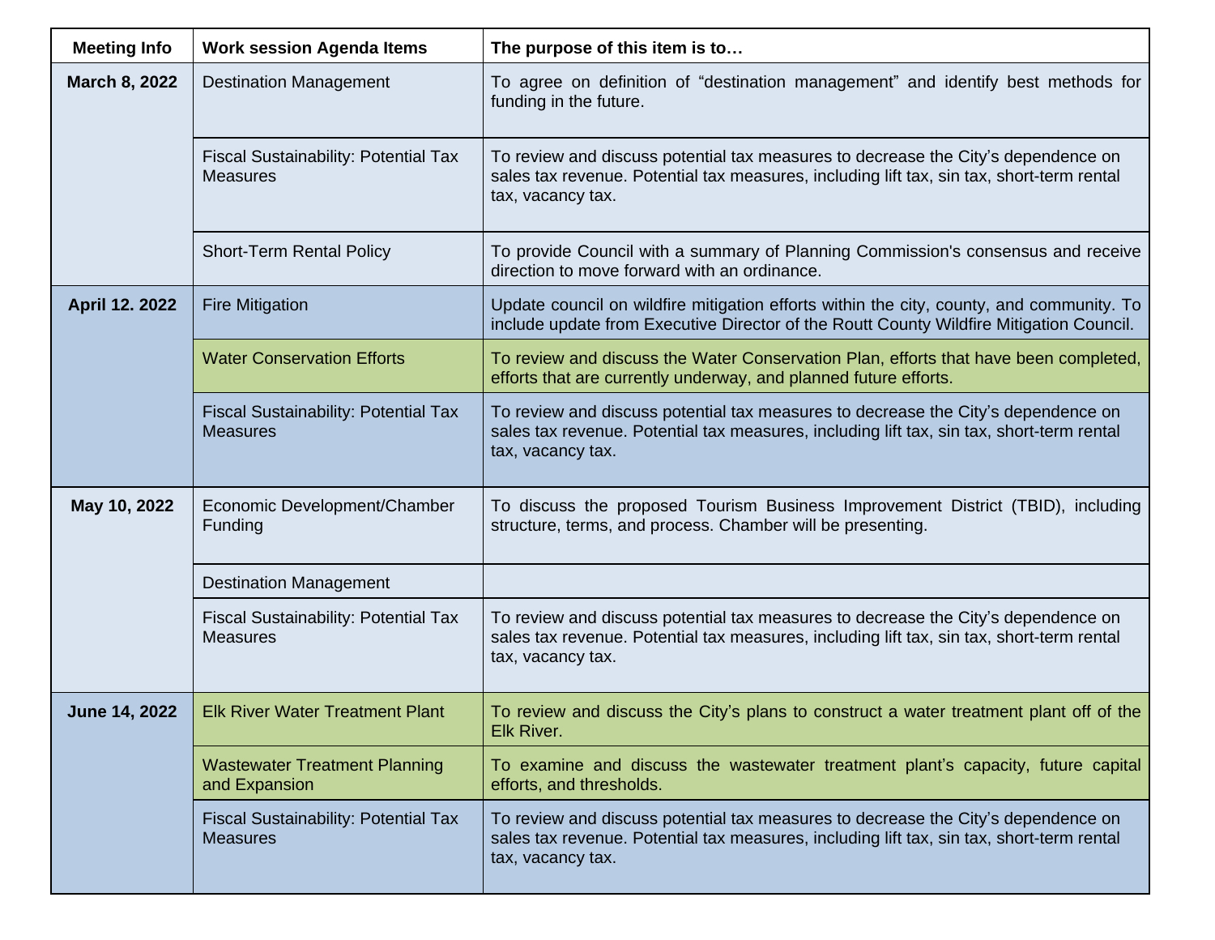| Meeting Info | Work session Agenda Items | The purpose of this item is to… |
| --- | --- | --- |
| **March 8, 2022** | Destination Management | To agree on definition of “destination management” and identify best methods for funding in the future. |
| | Fiscal Sustainability: Potential Tax Measures | To review and discuss potential tax measures to decrease the City’s dependence on sales tax revenue. Potential tax measures, including lift tax, sin tax, short-term rental tax, vacancy tax. |
| | Short-Term Rental Policy | To provide Council with a summary of Planning Commission's consensus and receive direction to move forward with an ordinance. |
| **April 12. 2022** | Fire Mitigation | Update council on wildfire mitigation efforts within the city, county, and community. To include update from Executive Director of the Routt County Wildfire Mitigation Council. |
| | Water Conservation Efforts | To review and discuss the Water Conservation Plan, efforts that have been completed, efforts that are currently underway, and planned future efforts. |
| | Fiscal Sustainability: Potential Tax Measures | To review and discuss potential tax measures to decrease the City’s dependence on sales tax revenue. Potential tax measures, including lift tax, sin tax, short-term rental tax, vacancy tax. |
| **May 10, 2022** | Economic Development/Chamber Funding | To discuss the proposed Tourism Business Improvement District (TBID), including structure, terms, and process. Chamber will be presenting. |
| | Destination Management | |
| | Fiscal Sustainability: Potential Tax Measures | To review and discuss potential tax measures to decrease the City’s dependence on sales tax revenue. Potential tax measures, including lift tax, sin tax, short-term rental tax, vacancy tax. |
| **June 14, 2022** | Elk River Water Treatment Plant | To review and discuss the City’s plans to construct a water treatment plant off of the Elk River. |
| | Wastewater Treatment Planning and Expansion | To examine and discuss the wastewater treatment plant’s capacity, future capital efforts, and thresholds. |
| | Fiscal Sustainability: Potential Tax Measures | To review and discuss potential tax measures to decrease the City’s dependence on sales tax revenue. Potential tax measures, including lift tax, sin tax, short-term rental tax, vacancy tax. |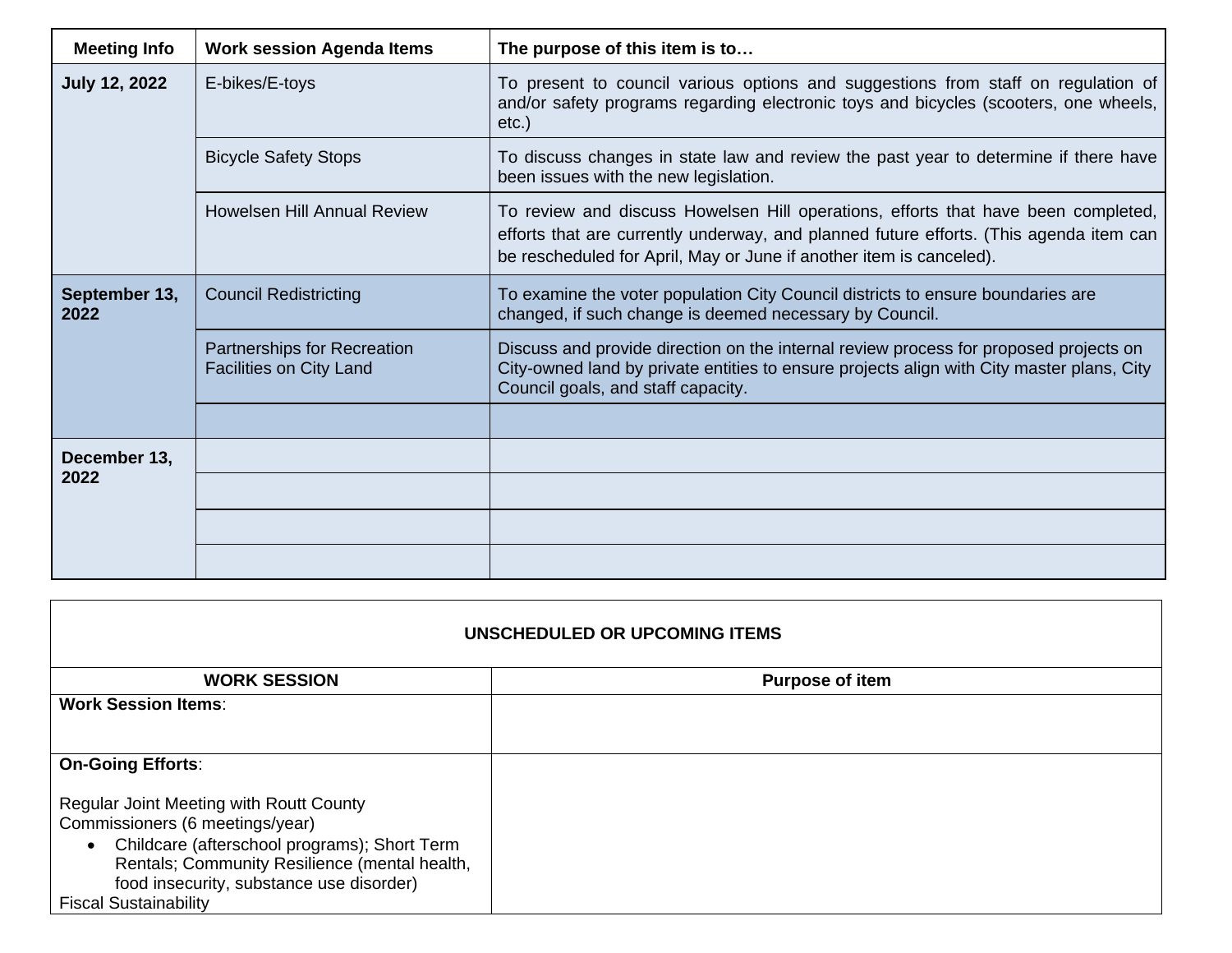| Meeting Info | Work session Agenda Items | The purpose of this item is to… |
|---|---|---|
| **July 12, 2022** | E-bikes/E-toys | To present to council various options and suggestions from staff on regulation of and/or safety programs regarding electronic toys and bicycles (scooters, one wheels, etc.) |
| | Bicycle Safety Stops | To discuss changes in state law and review the past year to determine if there have been issues with the new legislation. |
| | Howelsen Hill Annual Review | To review and discuss Howelsen Hill operations, efforts that have been completed, efforts that are currently underway, and planned future efforts. (This agenda item can be rescheduled for April, May or June if another item is canceled). |
| **September 13, 2022** | Council Redistricting | To examine the voter population City Council districts to ensure boundaries are changed, if such change is deemed necessary by Council. |
| | Partnerships for Recreation Facilities on City Land | Discuss and provide direction on the internal review process for proposed projects on City-owned land by private entities to ensure projects align with City master plans, City Council goals, and staff capacity. |
| | | |
| **December 13, 2022** | | |
| | | |
| | | |
| | | |

| UNSCHEDULED OR UPCOMING ITEMS | |
|---|---|
| **WORK SESSION** | **Purpose of item** |
| **Work Session Items**: | |
| **On-Going Efforts**:<br><br>Regular Joint Meeting with Routt County Commissioners (6 meetings/year)<br>• Childcare (afterschool programs); Short Term Rentals; Community Resilience (mental health, food insecurity, substance use disorder)<br>Fiscal Sustainability | |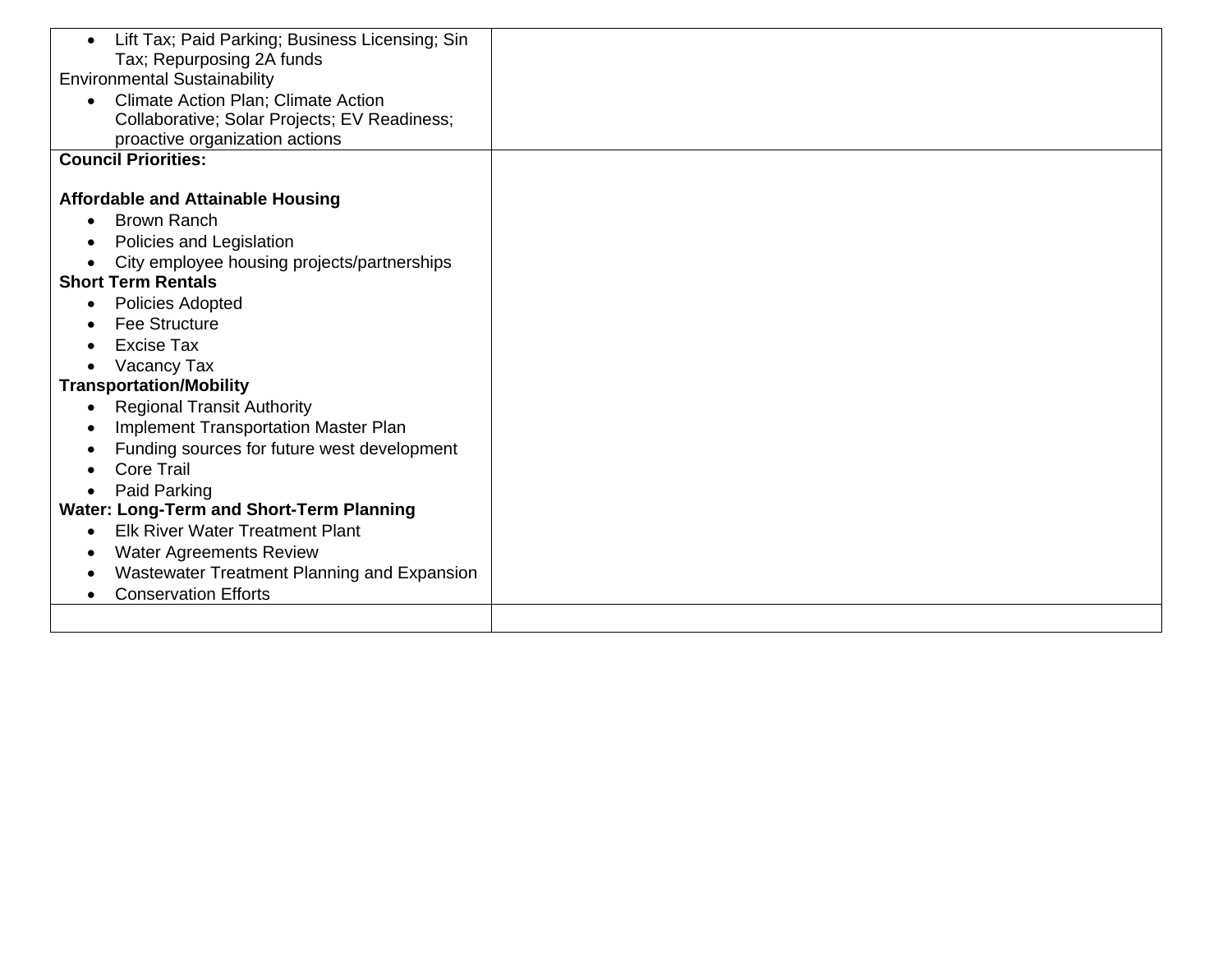| | |
|---|---|
| • Lift Tax; Paid Parking; Business Licensing; Sin Tax; Repurposing 2A funds<br>Environmental Sustainability<br>• Climate Action Plan; Climate Action Collaborative; Solar Projects; EV Readiness; proactive organization actions | |
| **Council Priorities:**<br><br>**Affordable and Attainable Housing**<br>• Brown Ranch<br>• Policies and Legislation<br>• City employee housing projects/partnerships<br>**Short Term Rentals**<br>• Policies Adopted<br>• Fee Structure<br>• Excise Tax<br>• Vacancy Tax<br>**Transportation/Mobility**<br>• Regional Transit Authority<br>• Implement Transportation Master Plan<br>• Funding sources for future west development<br>• Core Trail<br>• Paid Parking<br>**Water: Long-Term and Short-Term Planning**<br>• Elk River Water Treatment Plant<br>• Water Agreements Review<br>• Wastewater Treatment Planning and Expansion<br>• Conservation Efforts | |
| | |